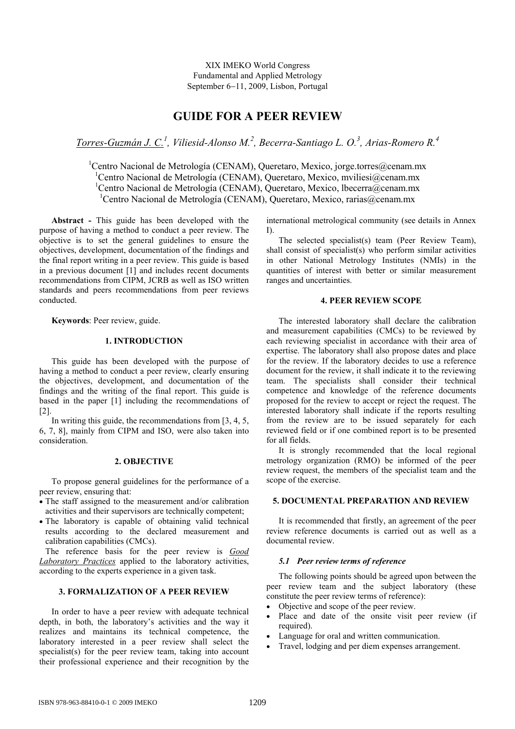XIX IMEKO World Congress
Fundamental and Applied Metrology
September 6−11, 2009, Lisbon, Portugal

# GUIDE FOR A PEER REVIEW

*Torres-Guzmán J. C.[1], Viliesid-Alonso M.[2], Becerra-Santiago L. O.[3], Arias-Romero R.[4]*

[1]Centro Nacional de Metrología (CENAM), Queretaro, Mexico, jorge.torres@cenam.mx
[1]Centro Nacional de Metrología (CENAM), Queretaro, Mexico, mviliesi@cenam.mx
[1]Centro Nacional de Metrología (CENAM), Queretaro, Mexico, lbecerra@cenam.mx
[1]Centro Nacional de Metrología (CENAM), Queretaro, Mexico, rarias@cenam.mx

**Abstract -** This guide has been developed with the purpose of having a method to conduct a peer review. The objective is to set the general guidelines to ensure the objectives, development, documentation of the findings and the final report writing in a peer review. This guide is based in a previous document [1] and includes recent documents recommendations from CIPM, JCRB as well as ISO written standards and peers recommendations from peer reviews conducted.

**Keywords**: Peer review, guide.

## 1. INTRODUCTION

This guide has been developed with the purpose of having a method to conduct a peer review, clearly ensuring the objectives, development, and documentation of the findings and the writing of the final report. This guide is based in the paper [1] including the recommendations of [2].

In writing this guide, the recommendations from [3, 4, 5, 6, 7, 8], mainly from CIPM and ISO, were also taken into consideration.

## 2. OBJECTIVE

To propose general guidelines for the performance of a peer review, ensuring that:

- The staff assigned to the measurement and/or calibration activities and their supervisors are technically competent;
- The laboratory is capable of obtaining valid technical results according to the declared measurement and calibration capabilities (CMCs).

The reference basis for the peer review is ***Good Laboratory Practices*** applied to the laboratory activities, according to the experts experience in a given task.

## 3. FORMALIZATION OF A PEER REVIEW

In order to have a peer review with adequate technical depth, in both, the laboratory's activities and the way it realizes and maintains its technical competence, the laboratory interested in a peer review shall select the specialist(s) for the peer review team, taking into account their professional experience and their recognition by the international metrological community (see details in Annex I).

The selected specialist(s) team (Peer Review Team), shall consist of specialist(s) who perform similar activities in other National Metrology Institutes (NMIs) in the quantities of interest with better or similar measurement ranges and uncertainties.

## 4. PEER REVIEW SCOPE

The interested laboratory shall declare the calibration and measurement capabilities (CMCs) to be reviewed by each reviewing specialist in accordance with their area of expertise. The laboratory shall also propose dates and place for the review. If the laboratory decides to use a reference document for the review, it shall indicate it to the reviewing team. The specialists shall consider their technical competence and knowledge of the reference documents proposed for the review to accept or reject the request. The interested laboratory shall indicate if the reports resulting from the review are to be issued separately for each reviewed field or if one combined report is to be presented for all fields.

It is strongly recommended that the local regional metrology organization (RMO) be informed of the peer review request, the members of the specialist team and the scope of the exercise.

## 5. DOCUMENTAL PREPARATION AND REVIEW

It is recommended that firstly, an agreement of the peer review reference documents is carried out as well as a documental review.

### *5.1 Peer review terms of reference*

The following points should be agreed upon between the peer review team and the subject laboratory (these constitute the peer review terms of reference):

- Objective and scope of the peer review.
- Place and date of the onsite visit peer review (if required).
- Language for oral and written communication.
- Travel, lodging and per diem expenses arrangement.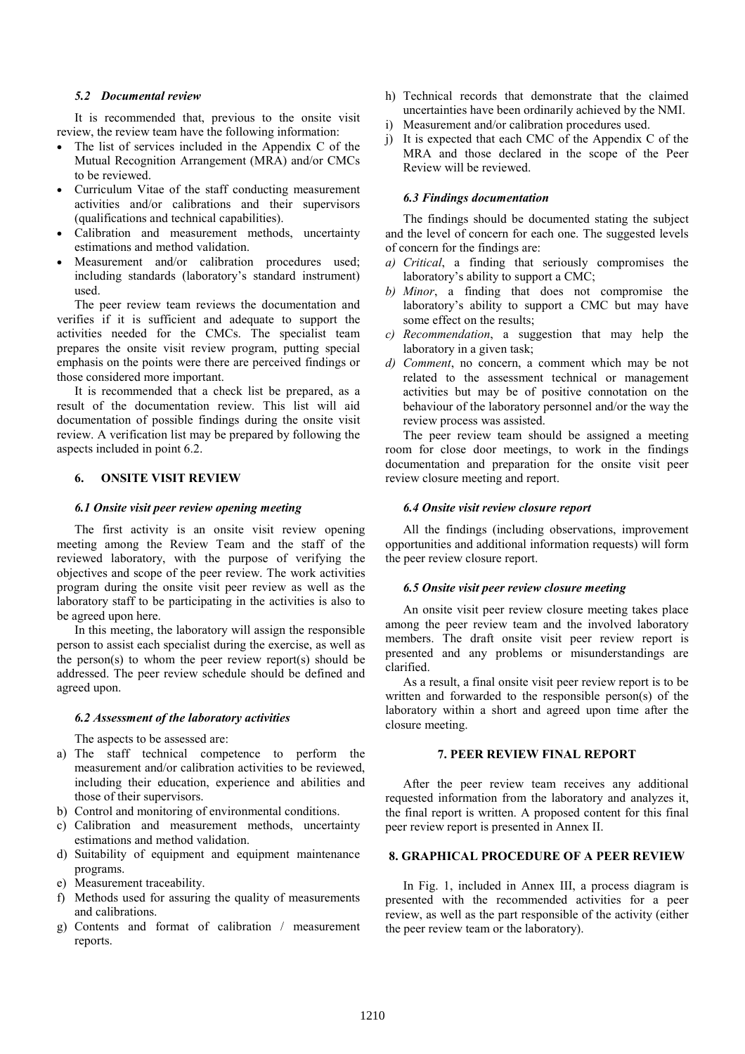### *5.2 Documental review*

It is recommended that, previous to the onsite visit review, the review team have the following information:

- The list of services included in the Appendix C of the Mutual Recognition Arrangement (MRA) and/or CMCs to be reviewed.
- Curriculum Vitae of the staff conducting measurement activities and/or calibrations and their supervisors (qualifications and technical capabilities).
- Calibration and measurement methods, uncertainty estimations and method validation.
- Measurement and/or calibration procedures used; including standards (laboratory's standard instrument) used.

The peer review team reviews the documentation and verifies if it is sufficient and adequate to support the activities needed for the CMCs. The specialist team prepares the onsite visit review program, putting special emphasis on the points were there are perceived findings or those considered more important.

It is recommended that a check list be prepared, as a result of the documentation review. This list will aid documentation of possible findings during the onsite visit review. A verification list may be prepared by following the aspects included in point 6.2.

## 6. ONSITE VISIT REVIEW

### *6.1 Onsite visit peer review opening meeting*

The first activity is an onsite visit review opening meeting among the Review Team and the staff of the reviewed laboratory, with the purpose of verifying the objectives and scope of the peer review. The work activities program during the onsite visit peer review as well as the laboratory staff to be participating in the activities is also to be agreed upon here.

In this meeting, the laboratory will assign the responsible person to assist each specialist during the exercise, as well as the person(s) to whom the peer review report(s) should be addressed. The peer review schedule should be defined and agreed upon.

### *6.2 Assessment of the laboratory activities*

The aspects to be assessed are:

a) The staff technical competence to perform the measurement and/or calibration activities to be reviewed, including their education, experience and abilities and those of their supervisors.
b) Control and monitoring of environmental conditions.
c) Calibration and measurement methods, uncertainty estimations and method validation.
d) Suitability of equipment and equipment maintenance programs.
e) Measurement traceability.
f) Methods used for assuring the quality of measurements and calibrations.
g) Contents and format of calibration / measurement reports.
h) Technical records that demonstrate that the claimed uncertainties have been ordinarily achieved by the NMI.
i) Measurement and/or calibration procedures used.
j) It is expected that each CMC of the Appendix C of the MRA and those declared in the scope of the Peer Review will be reviewed.

### *6.3 Findings documentation*

The findings should be documented stating the subject and the level of concern for each one. The suggested levels of concern for the findings are:

*a) Critical*, a finding that seriously compromises the laboratory's ability to support a CMC;
*b) Minor*, a finding that does not compromise the laboratory's ability to support a CMC but may have some effect on the results;
*c) Recommendation*, a suggestion that may help the laboratory in a given task;
*d) Comment*, no concern, a comment which may be not related to the assessment technical or management activities but may be of positive connotation on the behaviour of the laboratory personnel and/or the way the review process was assisted.

The peer review team should be assigned a meeting room for close door meetings, to work in the findings documentation and preparation for the onsite visit peer review closure meeting and report.

### *6.4 Onsite visit review closure report*

All the findings (including observations, improvement opportunities and additional information requests) will form the peer review closure report.

### *6.5 Onsite visit peer review closure meeting*

An onsite visit peer review closure meeting takes place among the peer review team and the involved laboratory members. The draft onsite visit peer review report is presented and any problems or misunderstandings are clarified.

As a result, a final onsite visit peer review report is to be written and forwarded to the responsible person(s) of the laboratory within a short and agreed upon time after the closure meeting.

## 7. PEER REVIEW FINAL REPORT

After the peer review team receives any additional requested information from the laboratory and analyzes it, the final report is written. A proposed content for this final peer review report is presented in Annex II.

## 8. GRAPHICAL PROCEDURE OF A PEER REVIEW

In Fig. 1, included in Annex III, a process diagram is presented with the recommended activities for a peer review, as well as the part responsible of the activity (either the peer review team or the laboratory).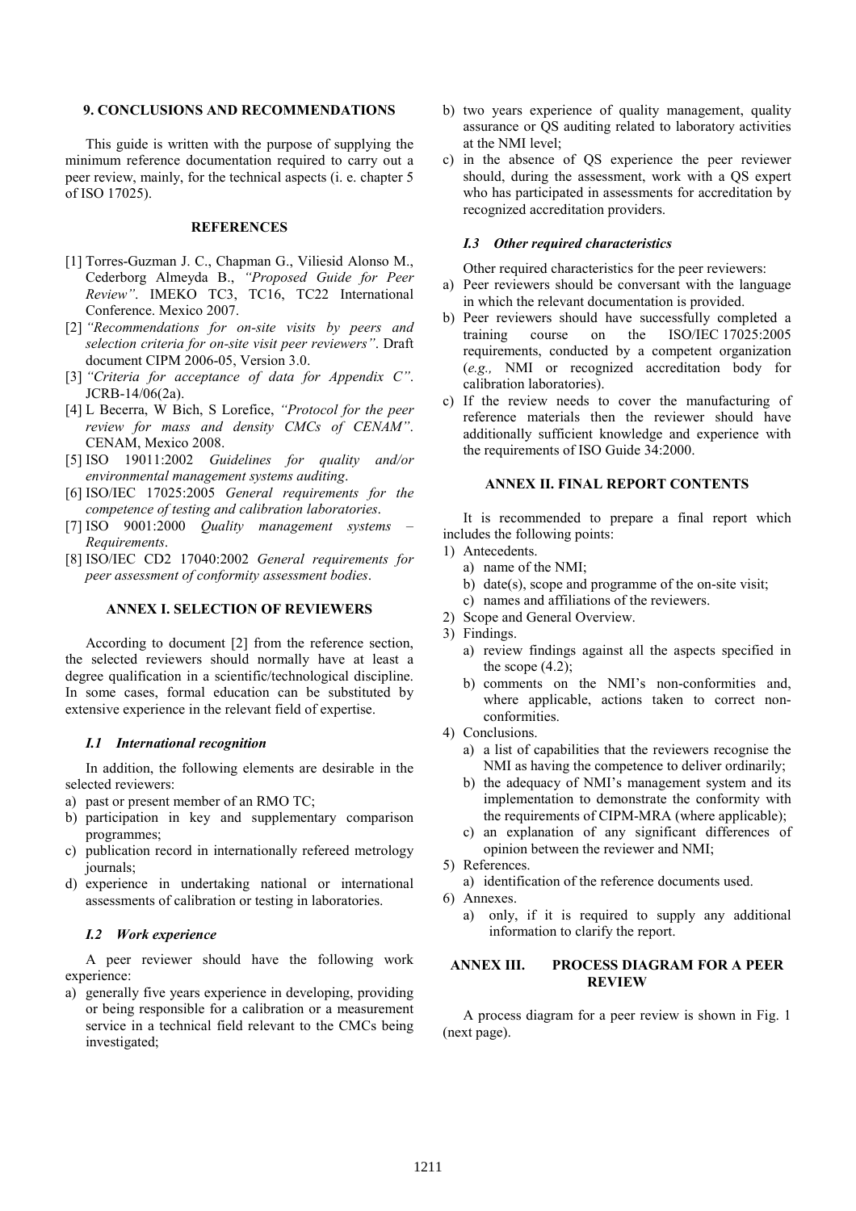## 9. CONCLUSIONS AND RECOMMENDATIONS

This guide is written with the purpose of supplying the minimum reference documentation required to carry out a peer review, mainly, for the technical aspects (i. e. chapter 5 of ISO 17025).

## REFERENCES

[1] Torres-Guzman J. C., Chapman G., Viliesid Alonso M., Cederborg Almeyda B., *"Proposed Guide for Peer Review"*. IMEKO TC3, TC16, TC22 International Conference. Mexico 2007.

[2] *"Recommendations for on-site visits by peers and selection criteria for on-site visit peer reviewers"*. Draft document CIPM 2006-05, Version 3.0.

[3] *"Criteria for acceptance of data for Appendix C"*. JCRB-14/06(2a).

[4] L Becerra, W Bich, S Lorefice, *"Protocol for the peer review for mass and density CMCs of CENAM"*. CENAM, Mexico 2008.

[5] ISO 19011:2002 *Guidelines for quality and/or environmental management systems auditing*.

[6] ISO/IEC 17025:2005 *General requirements for the competence of testing and calibration laboratories*.

[7] ISO 9001:2000 *Quality management systems – Requirements*.

[8] ISO/IEC CD2 17040:2002 *General requirements for peer assessment of conformity assessment bodies*.

## ANNEX I. SELECTION OF REVIEWERS

According to document [2] from the reference section, the selected reviewers should normally have at least a degree qualification in a scientific/technological discipline. In some cases, formal education can be substituted by extensive experience in the relevant field of expertise.

### *I.1 International recognition*

In addition, the following elements are desirable in the selected reviewers:

a) past or present member of an RMO TC;
b) participation in key and supplementary comparison programmes;
c) publication record in internationally refereed metrology journals;
d) experience in undertaking national or international assessments of calibration or testing in laboratories.

### *I.2 Work experience*

A peer reviewer should have the following work experience:

a) generally five years experience in developing, providing or being responsible for a calibration or a measurement service in a technical field relevant to the CMCs being investigated;
b) two years experience of quality management, quality assurance or QS auditing related to laboratory activities at the NMI level;
c) in the absence of QS experience the peer reviewer should, during the assessment, work with a QS expert who has participated in assessments for accreditation by recognized accreditation providers.

### *I.3 Other required characteristics*

Other required characteristics for the peer reviewers:

a) Peer reviewers should be conversant with the language in which the relevant documentation is provided.
b) Peer reviewers should have successfully completed a training course on the ISO/IEC 17025:2005 requirements, conducted by a competent organization (*e.g.,* NMI or recognized accreditation body for calibration laboratories).
c) If the review needs to cover the manufacturing of reference materials then the reviewer should have additionally sufficient knowledge and experience with the requirements of ISO Guide 34:2000.

## ANNEX II. FINAL REPORT CONTENTS

It is recommended to prepare a final report which includes the following points:

1) Antecedents.
   a) name of the NMI;
   b) date(s), scope and programme of the on-site visit;
   c) names and affiliations of the reviewers.
2) Scope and General Overview.
3) Findings.
   a) review findings against all the aspects specified in the scope (4.2);
   b) comments on the NMI's non-conformities and, where applicable, actions taken to correct non-conformities.
4) Conclusions.
   a) a list of capabilities that the reviewers recognise the NMI as having the competence to deliver ordinarily;
   b) the adequacy of NMI's management system and its implementation to demonstrate the conformity with the requirements of CIPM-MRA (where applicable);
   c) an explanation of any significant differences of opinion between the reviewer and NMI;
5) References.
   a) identification of the reference documents used.
6) Annexes.
   a) only, if it is required to supply any additional information to clarify the report.

## ANNEX III. PROCESS DIAGRAM FOR A PEER REVIEW

A process diagram for a peer review is shown in Fig. 1 (next page).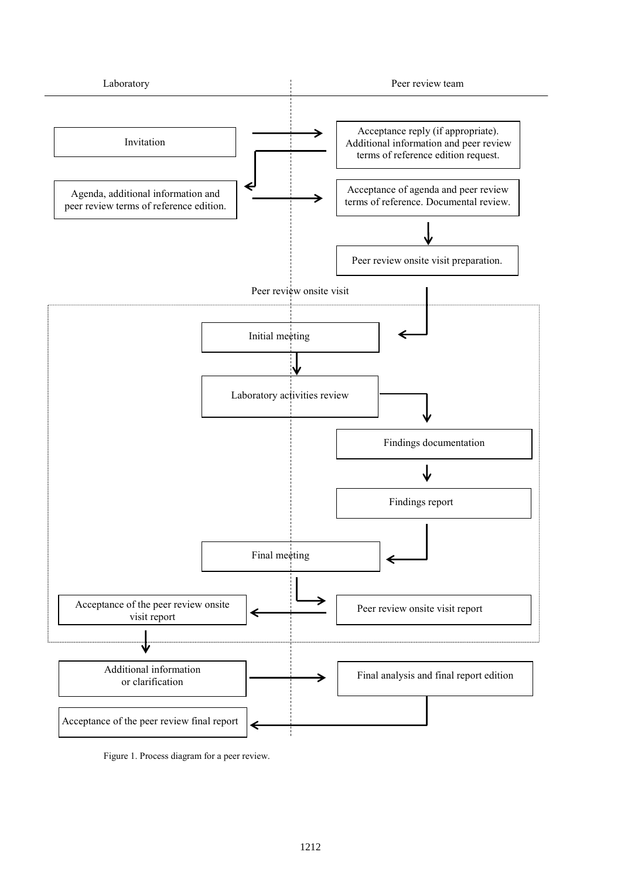Laboratory

Peer review team

Invitation

Acceptance reply (if appropriate). Additional information and peer review terms of reference edition request.

Agenda, additional information and peer review terms of reference edition.

Acceptance of agenda and peer review terms of reference. Documental review.

Peer review onsite visit preparation.

Peer review onsite visit

Initial meeting

Laboratory activities review

Findings documentation

Findings report

Final meeting

Acceptance of the peer review onsite visit report

Peer review onsite visit report

Additional information or clarification

Final analysis and final report edition

Acceptance of the peer review final report

Figure 1. Process diagram for a peer review.